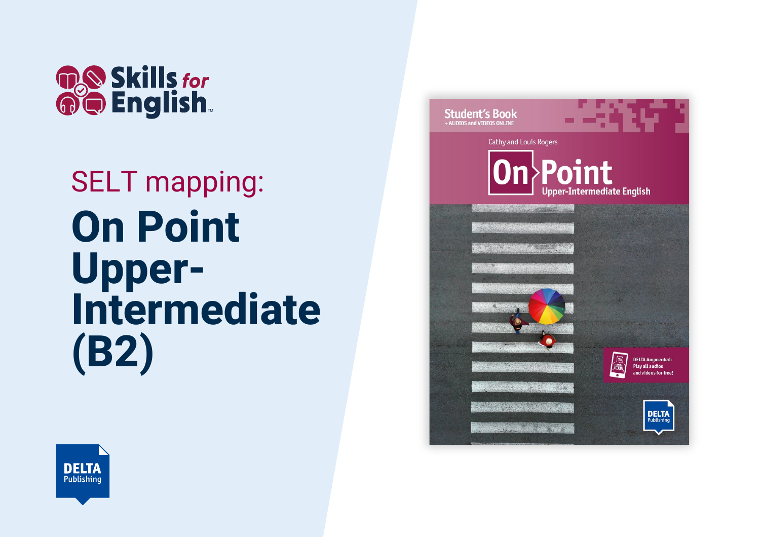Skills for English™

SELT mapping:

# On Point Upper-Intermediate (B2)

Student's Book
+ AUDIOS and VIDEOS ONLINE

Cathy and Louis Rogers

On Point
Upper-Intermediate English

DELTA Augmented:
Play all audios and videos for free!

DELTA Publishing

DELTA Publishing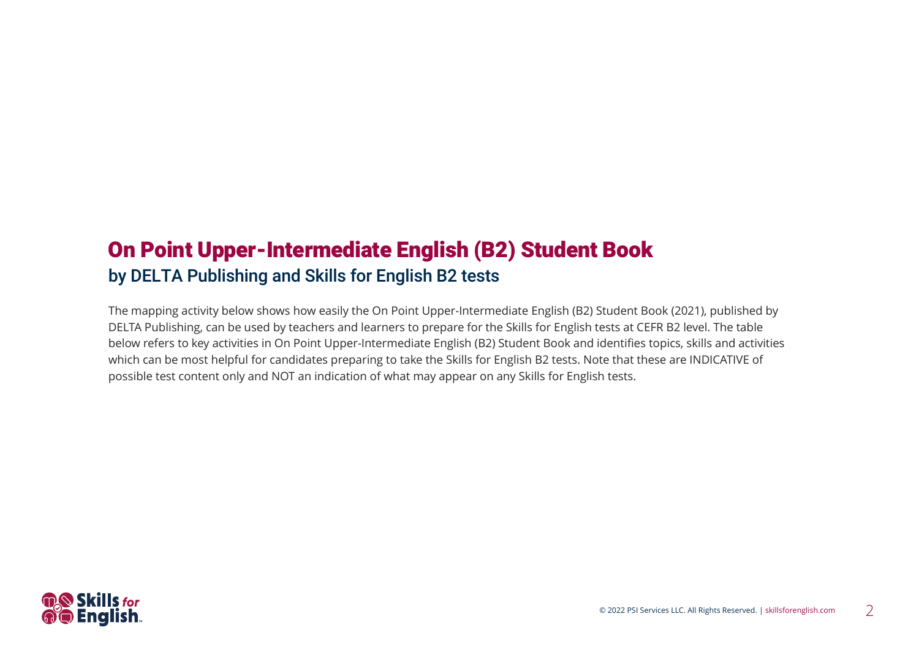# On Point Upper-Intermediate English (B2) Student Book

## by DELTA Publishing and Skills for English B2 tests

The mapping activity below shows how easily the On Point Upper-Intermediate English (B2) Student Book (2021), published by DELTA Publishing, can be used by teachers and learners to prepare for the Skills for English tests at CEFR B2 level. The table below refers to key activities in On Point Upper-Intermediate English (B2) Student Book and identifies topics, skills and activities which can be most helpful for candidates preparing to take the Skills for English B2 tests. Note that these are INDICATIVE of possible test content only and NOT an indication of what may appear on any Skills for English tests.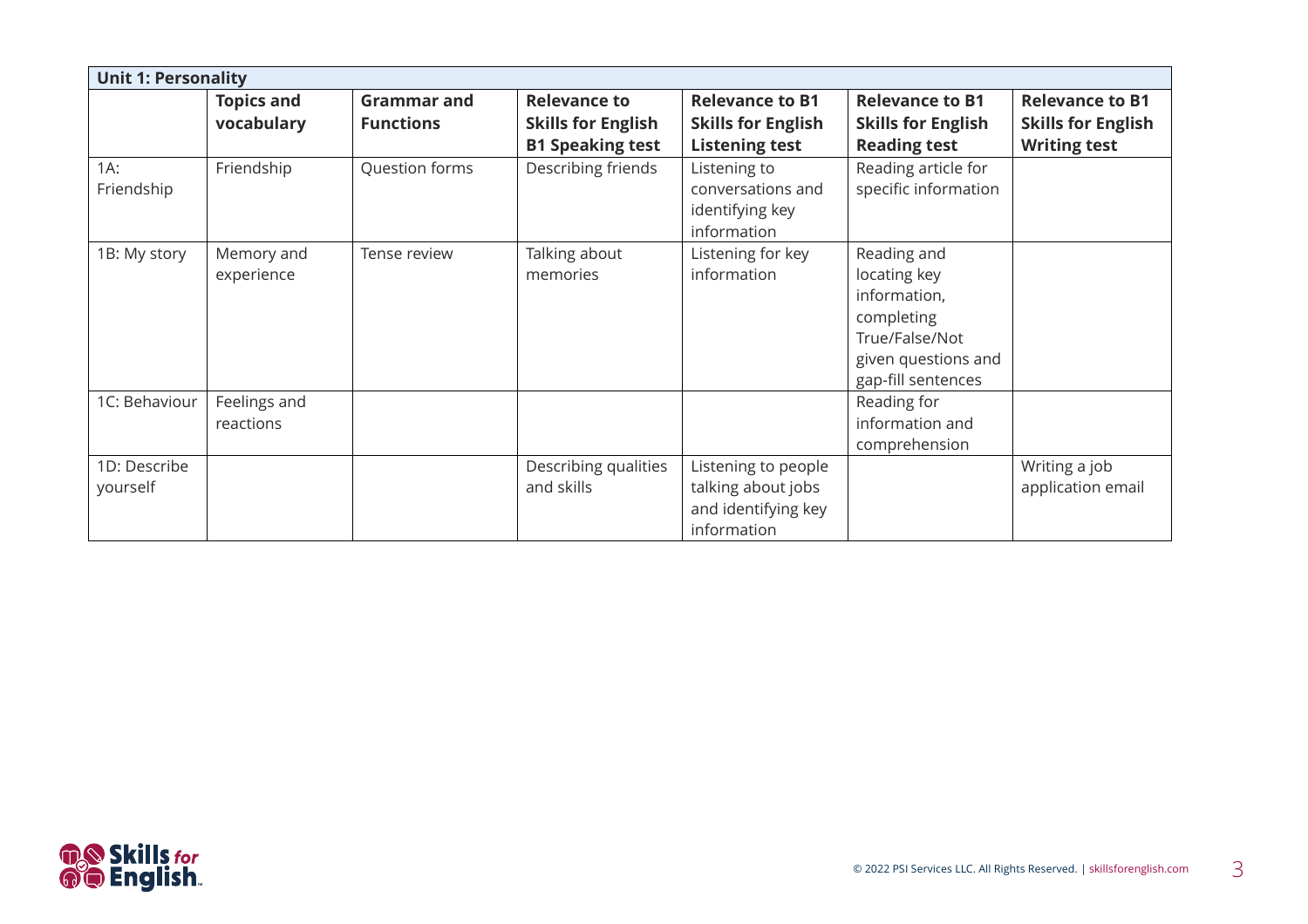| Unit 1: Personality | | | | | | |
|---|---|---|---|---|---|---|
| | **Topics and vocabulary** | **Grammar and Functions** | **Relevance to Skills for English B1 Speaking test** | **Relevance to B1 Skills for English Listening test** | **Relevance to B1 Skills for English Reading test** | **Relevance to B1 Skills for English Writing test** |
| 1A: Friendship | Friendship | Question forms | Describing friends | Listening to conversations and identifying key information | Reading article for specific information | |
| 1B: My story | Memory and experience | Tense review | Talking about memories | Listening for key information | Reading and locating key information, completing True/False/Not given questions and gap-fill sentences | |
| 1C: Behaviour | Feelings and reactions | | | | Reading for information and comprehension | |
| 1D: Describe yourself | | | Describing qualities and skills | Listening to people talking about jobs and identifying key information | | Writing a job application email |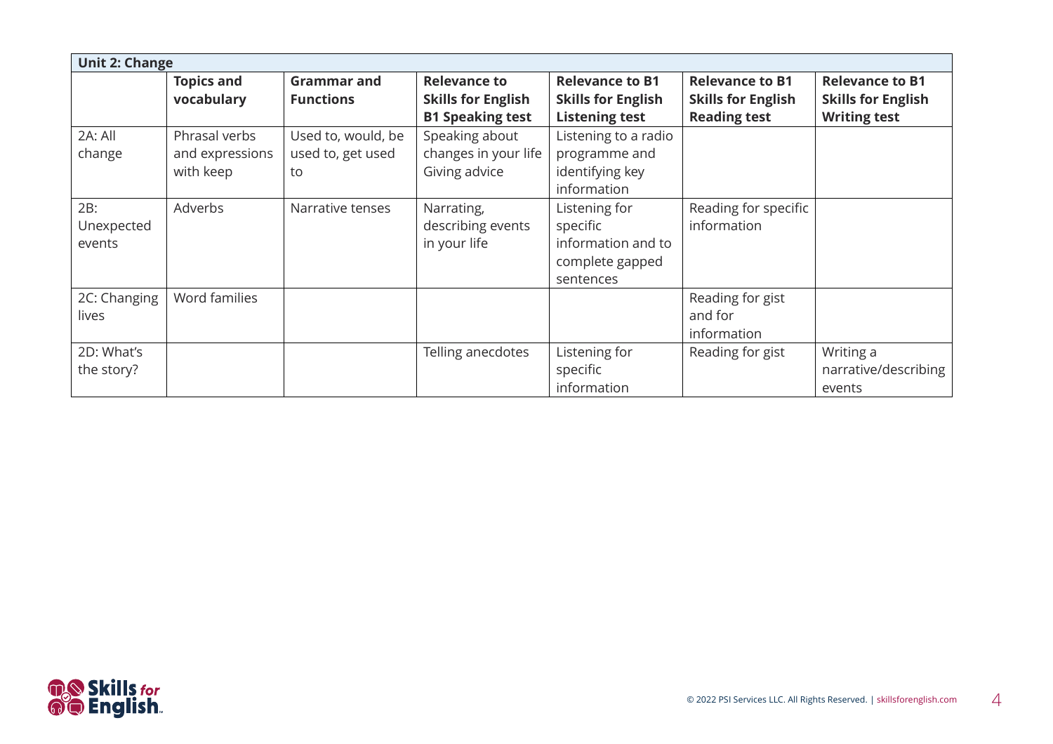| Unit 2: Change | | | | | | |
|---|---|---|---|---|---|---|
| | **Topics and vocabulary** | **Grammar and Functions** | **Relevance to Skills for English B1 Speaking test** | **Relevance to B1 Skills for English Listening test** | **Relevance to B1 Skills for English Reading test** | **Relevance to B1 Skills for English Writing test** |
| 2A: All change | Phrasal verbs and expressions with keep | Used to, would, be used to, get used to | Speaking about changes in your life<br>Giving advice | Listening to a radio programme and identifying key information | | |
| 2B: Unexpected events | Adverbs | Narrative tenses | Narrating, describing events in your life | Listening for specific information and to complete gapped sentences | Reading for specific information | |
| 2C: Changing lives | Word families | | | | Reading for gist and for information | |
| 2D: What's the story? | | | Telling anecdotes | Listening for specific information | Reading for gist | Writing a narrative/describing events |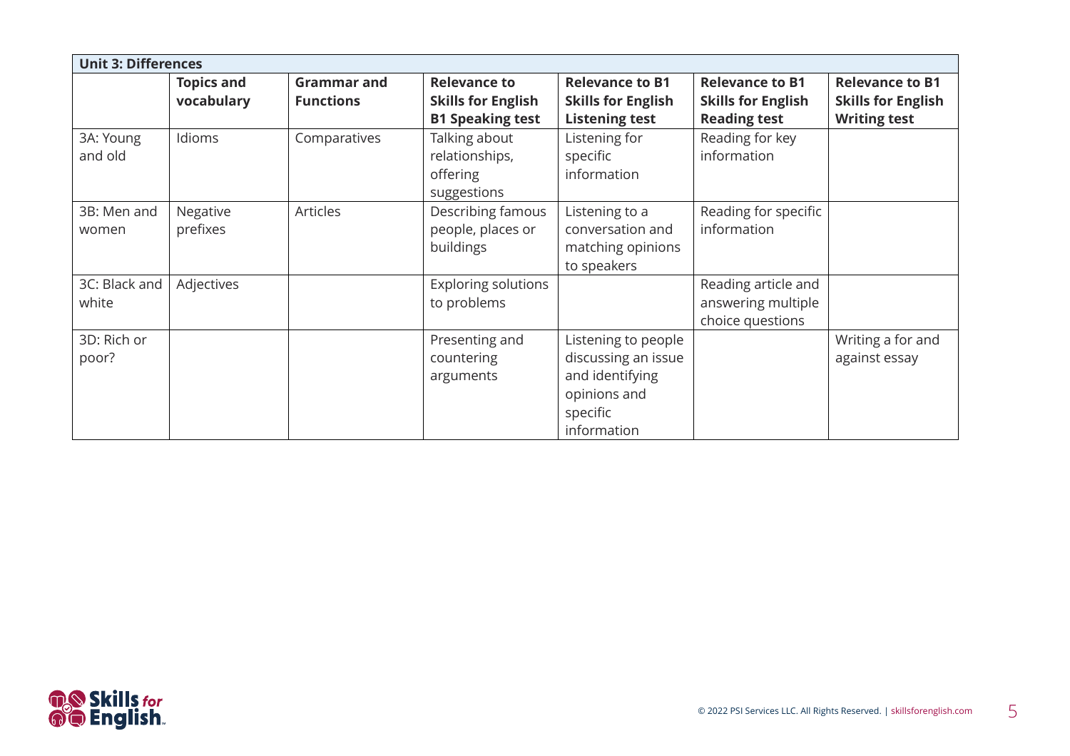| Unit 3: Differences | | | | | | |
|---|---|---|---|---|---|---|
| | **Topics and vocabulary** | **Grammar and Functions** | **Relevance to Skills for English B1 Speaking test** | **Relevance to B1 Skills for English Listening test** | **Relevance to B1 Skills for English Reading test** | **Relevance to B1 Skills for English Writing test** |
| 3A: Young and old | Idioms | Comparatives | Talking about relationships, offering suggestions | Listening for specific information | Reading for key information | |
| 3B: Men and women | Negative prefixes | Articles | Describing famous people, places or buildings | Listening to a conversation and matching opinions to speakers | Reading for specific information | |
| 3C: Black and white | Adjectives | | Exploring solutions to problems | | Reading article and answering multiple choice questions | |
| 3D: Rich or poor? | | | Presenting and countering arguments | Listening to people discussing an issue and identifying opinions and specific information | | Writing a for and against essay |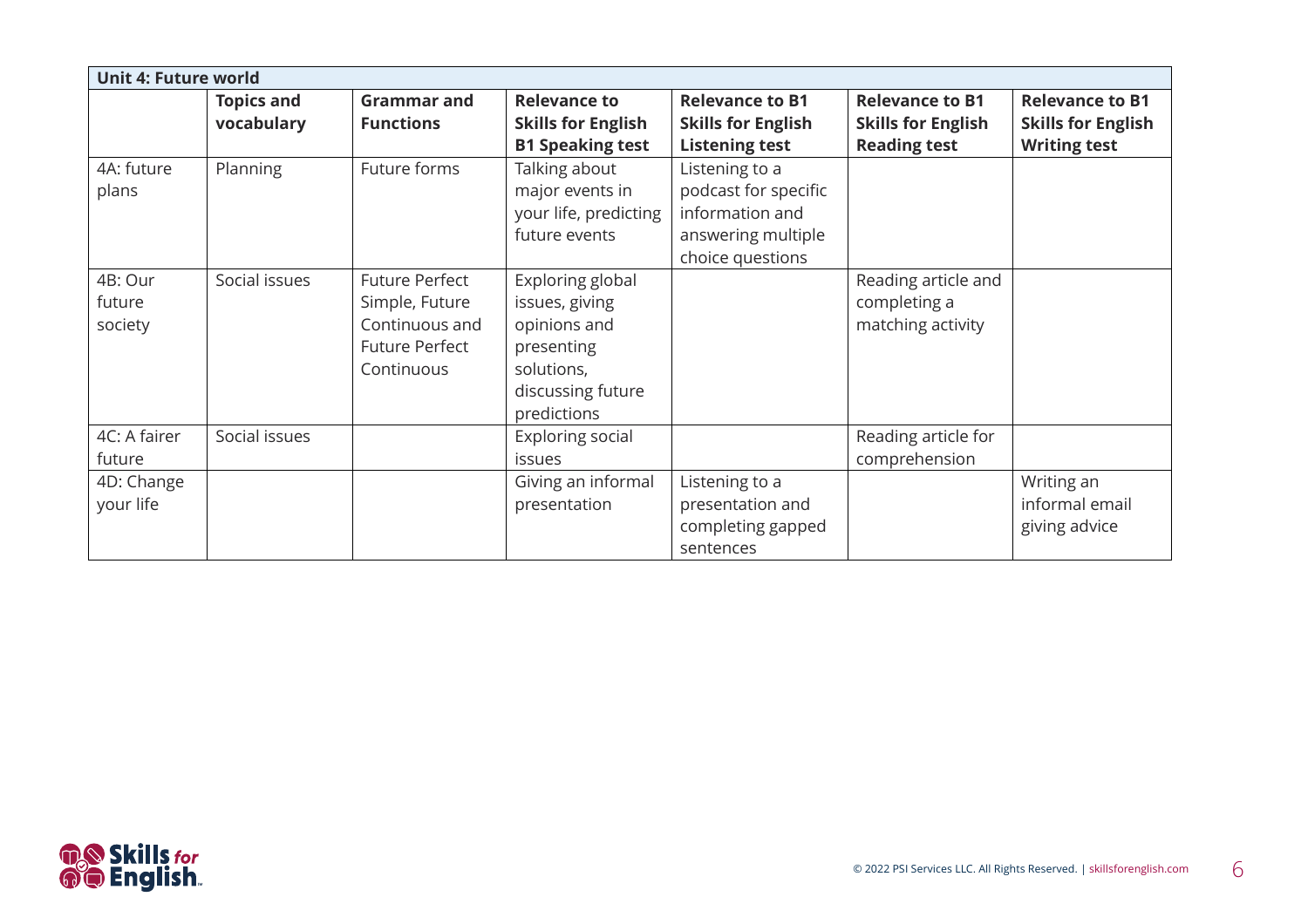| Unit 4: Future world | | | | | | |
|---|---|---|---|---|---|---|
| | **Topics and vocabulary** | **Grammar and Functions** | **Relevance to Skills for English B1 Speaking test** | **Relevance to B1 Skills for English Listening test** | **Relevance to B1 Skills for English Reading test** | **Relevance to B1 Skills for English Writing test** |
| 4A: future plans | Planning | Future forms | Talking about major events in your life, predicting future events | Listening to a podcast for specific information and answering multiple choice questions | | |
| 4B: Our future society | Social issues | Future Perfect Simple, Future Continuous and Future Perfect Continuous | Exploring global issues, giving opinions and presenting solutions, discussing future predictions | | Reading article and completing a matching activity | |
| 4C: A fairer future | Social issues | | Exploring social issues | | Reading article for comprehension | |
| 4D: Change your life | | | Giving an informal presentation | Listening to a presentation and completing gapped sentences | | Writing an informal email giving advice |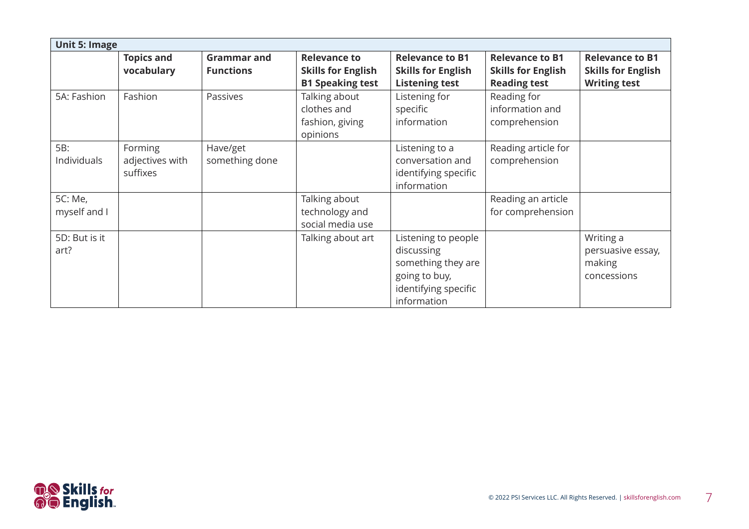| Unit 5: Image | | | | | | |
|---|---|---|---|---|---|---|
| | **Topics and vocabulary** | **Grammar and Functions** | **Relevance to Skills for English B1 Speaking test** | **Relevance to B1 Skills for English Listening test** | **Relevance to B1 Skills for English Reading test** | **Relevance to B1 Skills for English Writing test** |
| 5A: Fashion | Fashion | Passives | Talking about clothes and fashion, giving opinions | Listening for specific information | Reading for information and comprehension | |
| 5B: Individuals | Forming adjectives with suffixes | Have/get something done | | Listening to a conversation and identifying specific information | Reading article for comprehension | |
| 5C: Me, myself and I | | | Talking about technology and social media use | | Reading an article for comprehension | |
| 5D: But is it art? | | | Talking about art | Listening to people discussing something they are going to buy, identifying specific information | | Writing a persuasive essay, making concessions |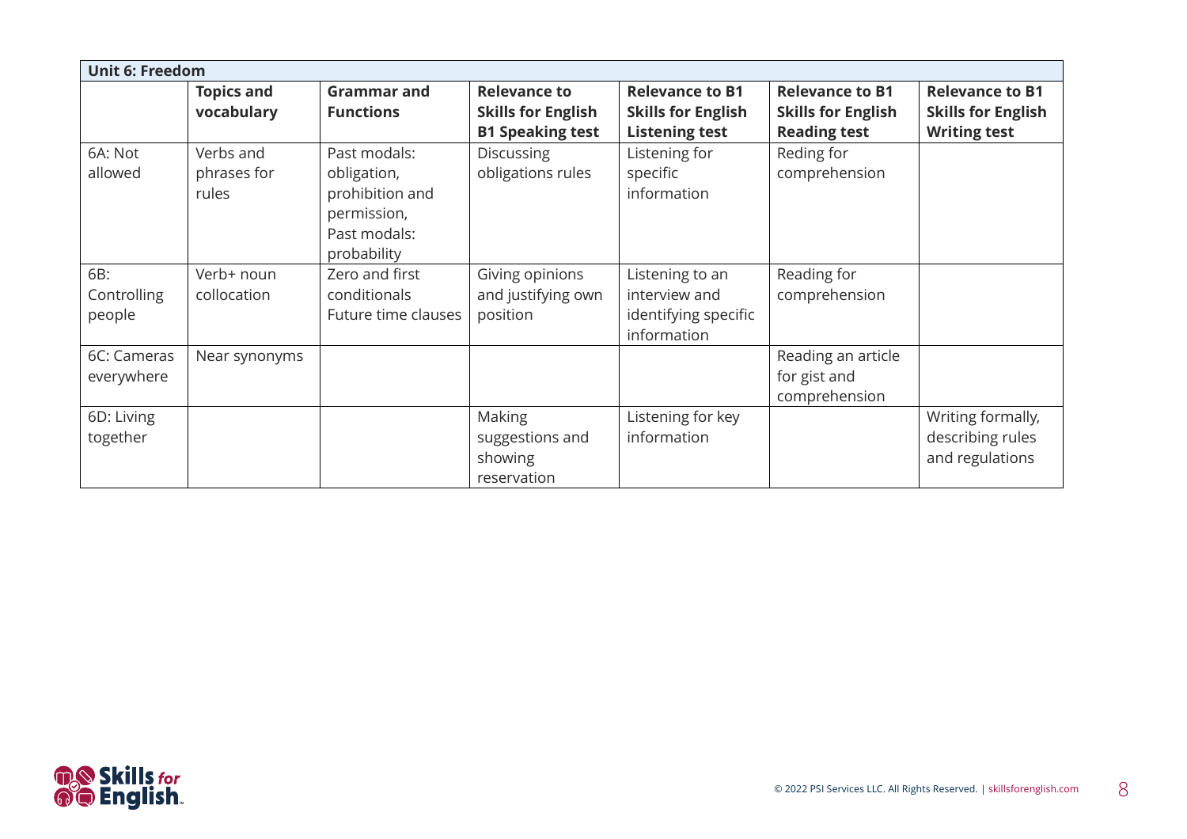| Unit 6: Freedom | | | | | | |
|---|---|---|---|---|---|---|
| | **Topics and vocabulary** | **Grammar and Functions** | **Relevance to Skills for English B1 Speaking test** | **Relevance to B1 Skills for English Listening test** | **Relevance to B1 Skills for English Reading test** | **Relevance to B1 Skills for English Writing test** |
| 6A: Not allowed | Verbs and phrases for rules | Past modals: obligation, prohibition and permission, Past modals: probability | Discussing obligations rules | Listening for specific information | Reding for comprehension | |
| 6B: Controlling people | Verb+ noun collocation | Zero and first conditionals Future time clauses | Giving opinions and justifying own position | Listening to an interview and identifying specific information | Reading for comprehension | |
| 6C: Cameras everywhere | Near synonyms | | | | Reading an article for gist and comprehension | |
| 6D: Living together | | | Making suggestions and showing reservation | Listening for key information | | Writing formally, describing rules and regulations |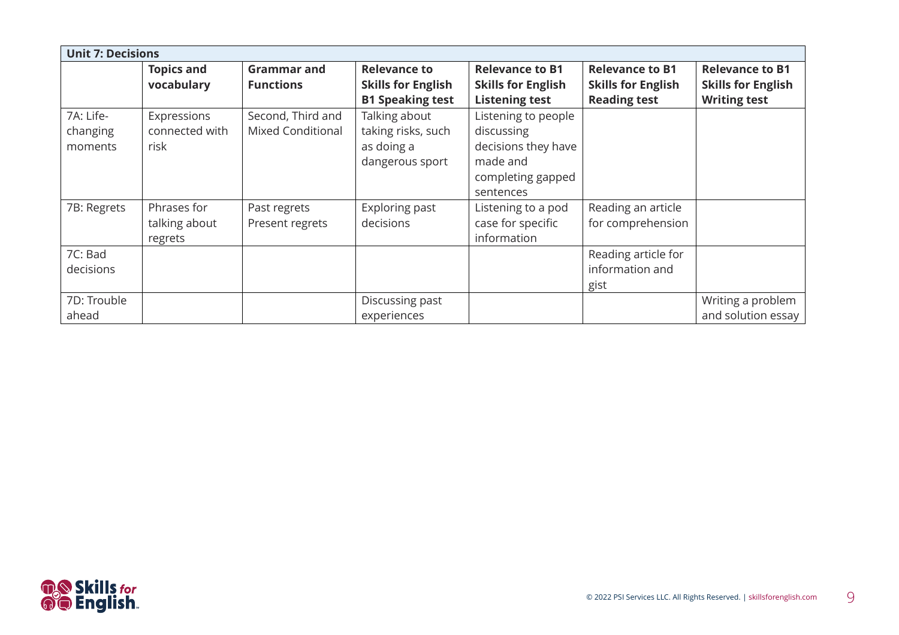| Unit 7: Decisions | | | | | | |
|---|---|---|---|---|---|---|
| | **Topics and vocabulary** | **Grammar and Functions** | **Relevance to Skills for English B1 Speaking test** | **Relevance to B1 Skills for English Listening test** | **Relevance to B1 Skills for English Reading test** | **Relevance to B1 Skills for English Writing test** |
| 7A: Life-changing moments | Expressions connected with risk | Second, Third and Mixed Conditional | Talking about taking risks, such as doing a dangerous sport | Listening to people discussing decisions they have made and completing gapped sentences | | |
| 7B: Regrets | Phrases for talking about regrets | Past regrets Present regrets | Exploring past decisions | Listening to a pod case for specific information | Reading an article for comprehension | |
| 7C: Bad decisions | | | | | Reading article for information and gist | |
| 7D: Trouble ahead | | | Discussing past experiences | | | Writing a problem and solution essay |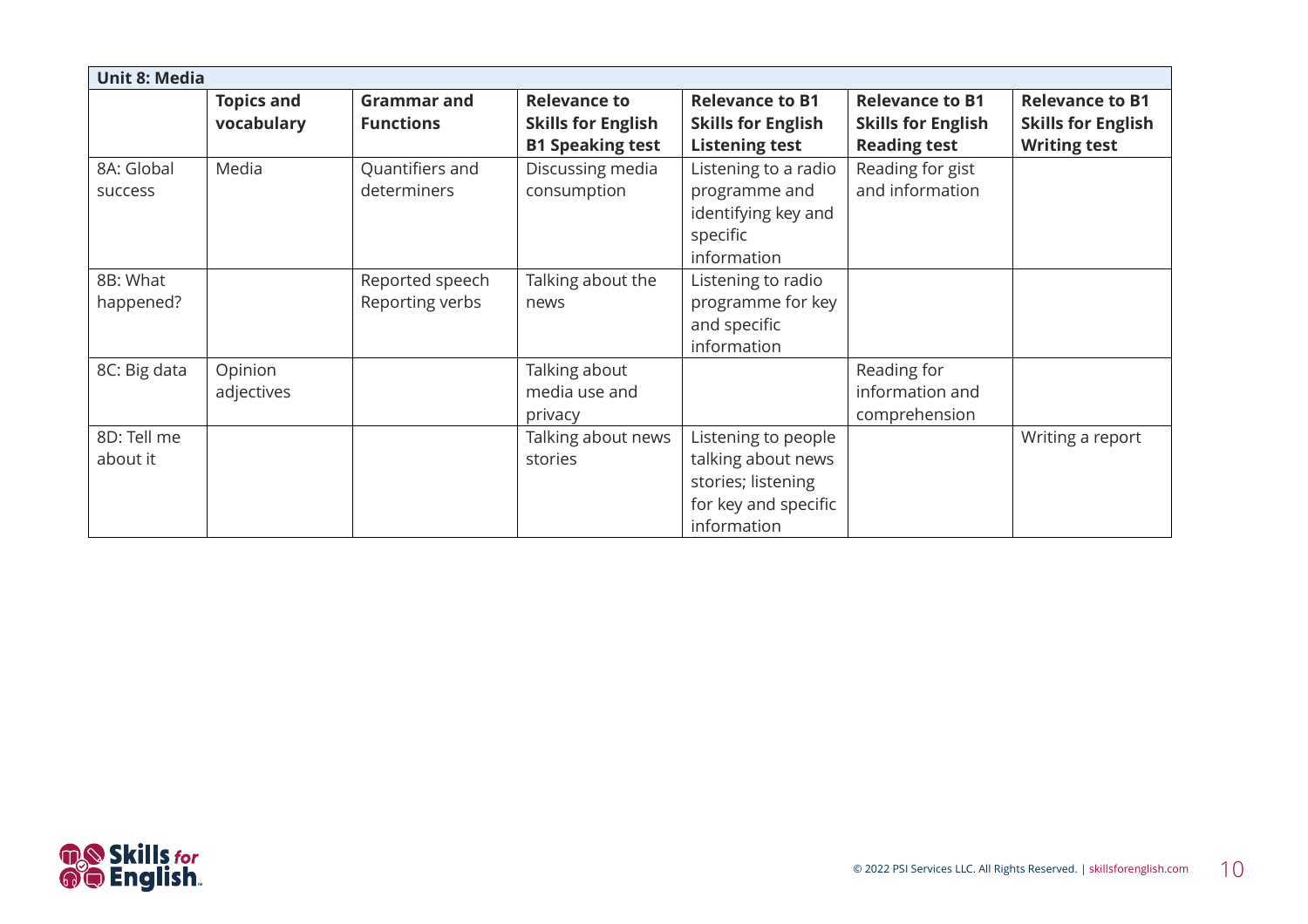| Unit 8: Media | | | | | | |
|---|---|---|---|---|---|---|
| | **Topics and vocabulary** | **Grammar and Functions** | **Relevance to Skills for English B1 Speaking test** | **Relevance to B1 Skills for English Listening test** | **Relevance to B1 Skills for English Reading test** | **Relevance to B1 Skills for English Writing test** |
| 8A: Global success | Media | Quantifiers and determiners | Discussing media consumption | Listening to a radio programme and identifying key and specific information | Reading for gist and information | |
| 8B: What happened? | | Reported speech Reporting verbs | Talking about the news | Listening to radio programme for key and specific information | | |
| 8C: Big data | Opinion adjectives | | Talking about media use and privacy | | Reading for information and comprehension | |
| 8D: Tell me about it | | | Talking about news stories | Listening to people talking about news stories; listening for key and specific information | | Writing a report |

© 2022 PSI Services LLC. All Rights Reserved. | skillsforenglish.com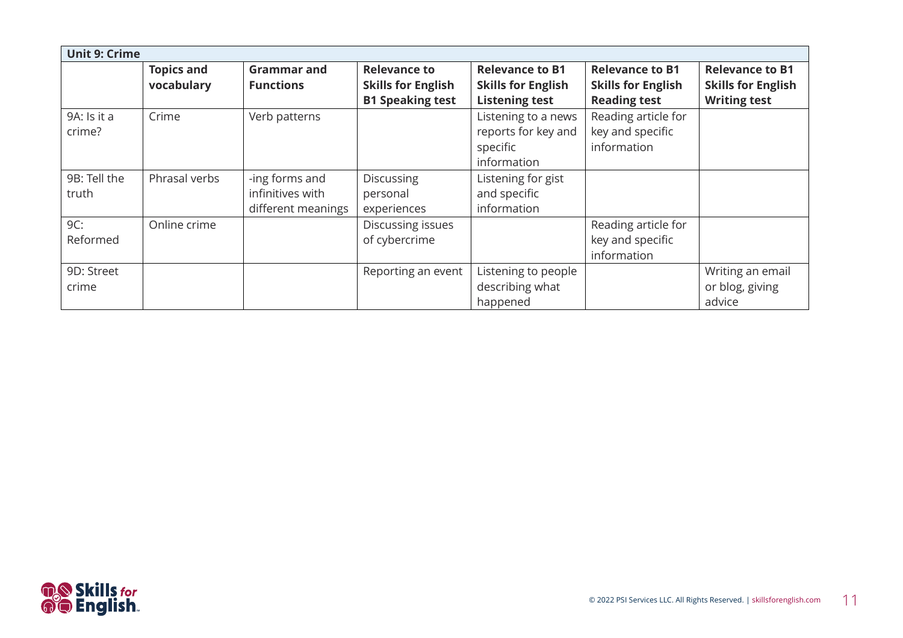| Unit 9: Crime | | | | | | |
|---|---|---|---|---|---|---|
| | **Topics and vocabulary** | **Grammar and Functions** | **Relevance to Skills for English B1 Speaking test** | **Relevance to B1 Skills for English Listening test** | **Relevance to B1 Skills for English Reading test** | **Relevance to B1 Skills for English Writing test** |
| 9A: Is it a crime? | Crime | Verb patterns | | Listening to a news reports for key and specific information | Reading article for key and specific information | |
| 9B: Tell the truth | Phrasal verbs | -ing forms and infinitives with different meanings | Discussing personal experiences | Listening for gist and specific information | | |
| 9C: Reformed | Online crime | | Discussing issues of cybercrime | | Reading article for key and specific information | |
| 9D: Street crime | | | Reporting an event | Listening to people describing what happened | | Writing an email or blog, giving advice |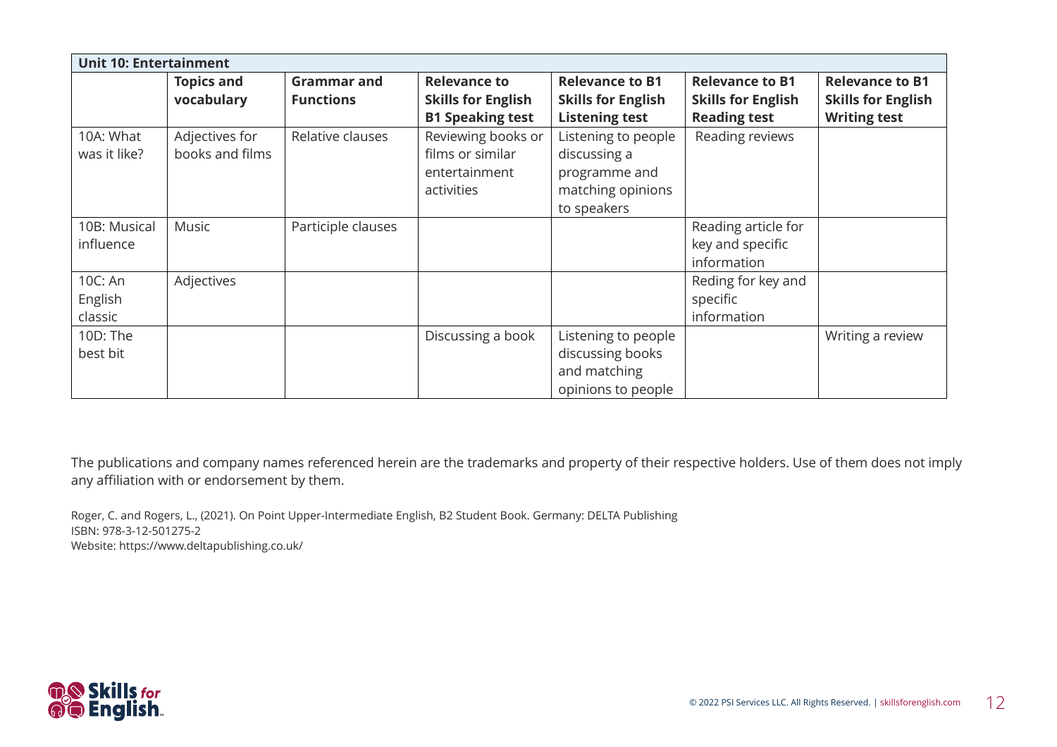| Unit 10: Entertainment | | | | | | |
|---|---|---|---|---|---|---|
| | **Topics and vocabulary** | **Grammar and Functions** | **Relevance to Skills for English B1 Speaking test** | **Relevance to B1 Skills for English Listening test** | **Relevance to B1 Skills for English Reading test** | **Relevance to B1 Skills for English Writing test** |
| 10A: What was it like? | Adjectives for books and films | Relative clauses | Reviewing books or films or similar entertainment activities | Listening to people discussing a programme and matching opinions to speakers | Reading reviews | |
| 10B: Musical influence | Music | Participle clauses | | | Reading article for key and specific information | |
| 10C: An English classic | Adjectives | | | | Reding for key and specific information | |
| 10D: The best bit | | | Discussing a book | Listening to people discussing books and matching opinions to people | | Writing a review |

The publications and company names referenced herein are the trademarks and property of their respective holders. Use of them does not imply any affiliation with or endorsement by them.

Roger, C. and Rogers, L., (2021). On Point Upper-Intermediate English, B2 Student Book. Germany: DELTA Publishing
ISBN: 978-3-12-501275-2
Website: https://www.deltapublishing.co.uk/

© 2022 PSI Services LLC. All Rights Reserved. | skillsforenglish.com